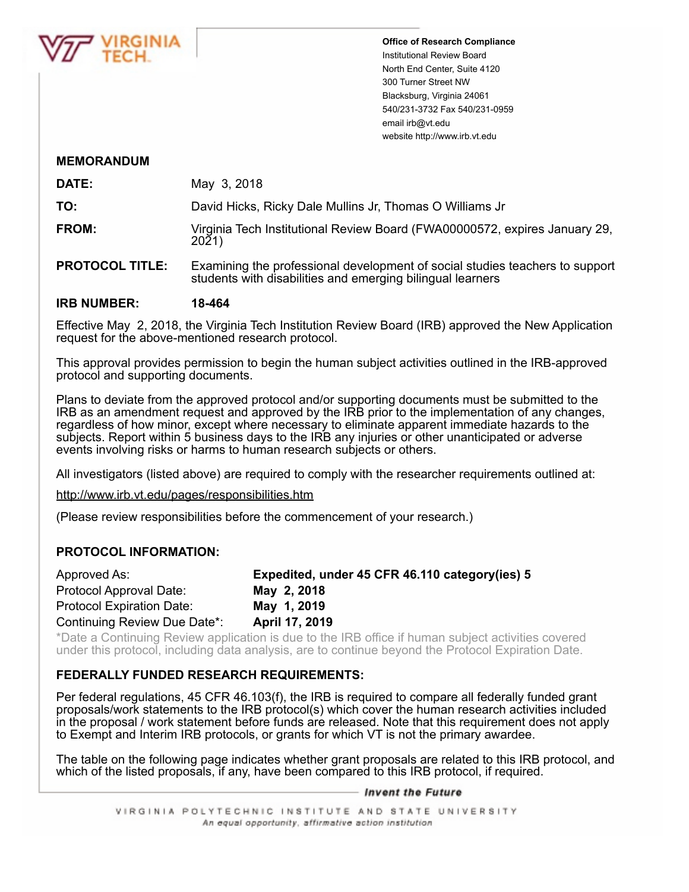**Office of Research Compliance**
Institutional Review Board
North End Center, Suite 4120
300 Turner Street NW
Blacksburg, Virginia 24061
540/231-3732 Fax 540/231-0959
email irb@vt.edu
website http://www.irb.vt.edu

**MEMORANDUM**

**DATE:** May 3, 2018

**TO:** David Hicks, Ricky Dale Mullins Jr, Thomas O Williams Jr

**FROM:** Virginia Tech Institutional Review Board (FWA00000572, expires January 29, 2021)

**PROTOCOL TITLE:** Examining the professional development of social studies teachers to support students with disabilities and emerging bilingual learners

**IRB NUMBER:** **18-464**

Effective May 2, 2018, the Virginia Tech Institution Review Board (IRB) approved the New Application request for the above-mentioned research protocol.

This approval provides permission to begin the human subject activities outlined in the IRB-approved protocol and supporting documents.

Plans to deviate from the approved protocol and/or supporting documents must be submitted to the IRB as an amendment request and approved by the IRB prior to the implementation of any changes, regardless of how minor, except where necessary to eliminate apparent immediate hazards to the subjects. Report within 5 business days to the IRB any injuries or other unanticipated or adverse events involving risks or harms to human research subjects or others.

All investigators (listed above) are required to comply with the researcher requirements outlined at:

http://www.irb.vt.edu/pages/responsibilities.htm

(Please review responsibilities before the commencement of your research.)

**PROTOCOL INFORMATION:**

| | |
|---|---|
| Approved As: | **Expedited, under 45 CFR 46.110 category(ies) 5** |
| Protocol Approval Date: | **May 2, 2018** |
| Protocol Expiration Date: | **May 1, 2019** |
| Continuing Review Due Date*: | **April 17, 2019** |

*Date a Continuing Review application is due to the IRB office if human subject activities covered under this protocol, including data analysis, are to continue beyond the Protocol Expiration Date.

**FEDERALLY FUNDED RESEARCH REQUIREMENTS:**

Per federal regulations, 45 CFR 46.103(f), the IRB is required to compare all federally funded grant proposals/work statements to the IRB protocol(s) which cover the human research activities included in the proposal / work statement before funds are released. Note that this requirement does not apply to Exempt and Interim IRB protocols, or grants for which VT is not the primary awardee.

The table on the following page indicates whether grant proposals are related to this IRB protocol, and which of the listed proposals, if any, have been compared to this IRB protocol, if required.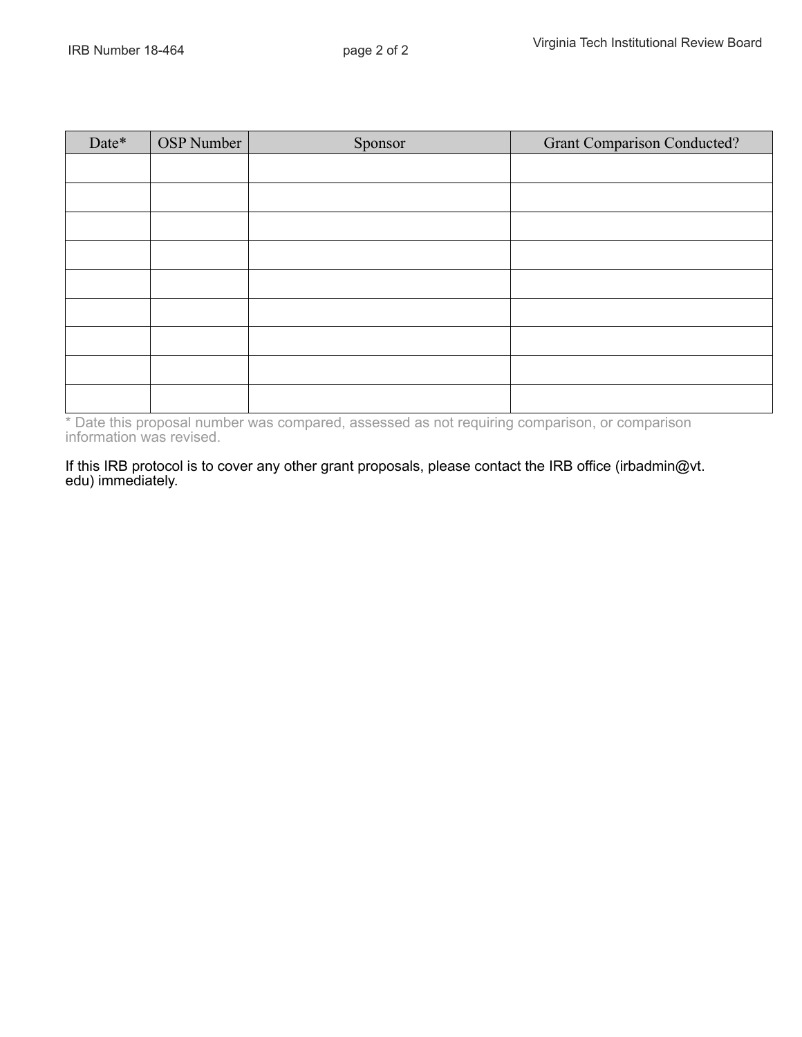| Date* | OSP Number | Sponsor | Grant Comparison Conducted? |
|---|---|---|---|
| | | | |
| | | | |
| | | | |
| | | | |
| | | | |
| | | | |
| | | | |
| | | | |
| | | | |

* Date this proposal number was compared, assessed as not requiring comparison, or comparison information was revised.

If this IRB protocol is to cover any other grant proposals, please contact the IRB office (irbadmin@vt.edu) immediately.